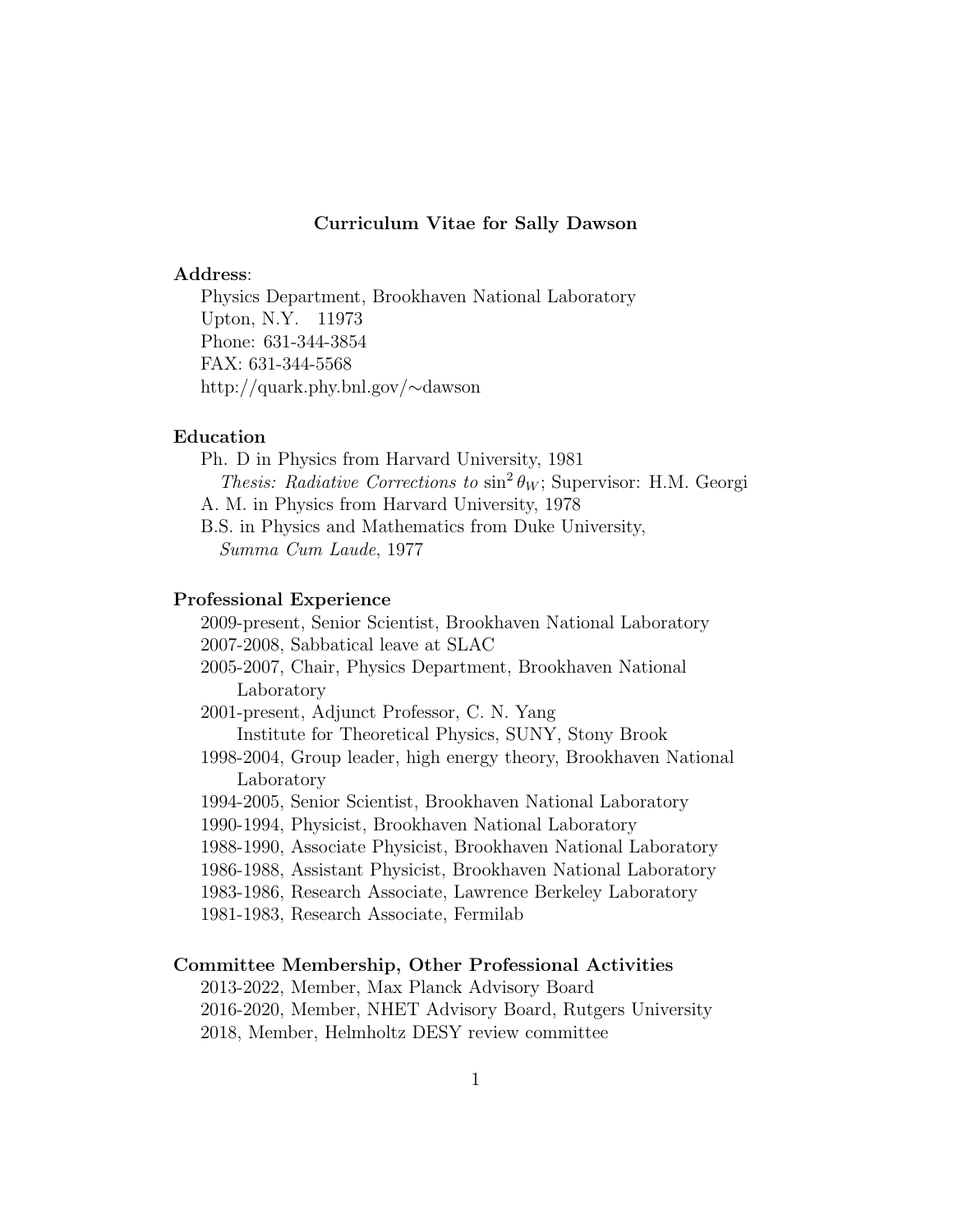# Curriculum Vitae for Sally Dawson

**Address**:

Physics Department, Brookhaven National Laboratory
Upton, N.Y. 11973
Phone: 631-344-3854
FAX: 631-344-5568
http://quark.phy.bnl.gov/∼dawson

**Education**

Ph. D in Physics from Harvard University, 1981
*Thesis: Radiative Corrections to* $\sin^2\theta_W$; Supervisor: H.M. Georgi
A. M. in Physics from Harvard University, 1978
B.S. in Physics and Mathematics from Duke University, *Summa Cum Laude*, 1977

**Professional Experience**

2009-present, Senior Scientist, Brookhaven National Laboratory
2007-2008, Sabbatical leave at SLAC
2005-2007, Chair, Physics Department, Brookhaven National Laboratory
2001-present, Adjunct Professor, C. N. Yang Institute for Theoretical Physics, SUNY, Stony Brook
1998-2004, Group leader, high energy theory, Brookhaven National Laboratory
1994-2005, Senior Scientist, Brookhaven National Laboratory
1990-1994, Physicist, Brookhaven National Laboratory
1988-1990, Associate Physicist, Brookhaven National Laboratory
1986-1988, Assistant Physicist, Brookhaven National Laboratory
1983-1986, Research Associate, Lawrence Berkeley Laboratory
1981-1983, Research Associate, Fermilab

**Committee Membership, Other Professional Activities**

2013-2022, Member, Max Planck Advisory Board
2016-2020, Member, NHET Advisory Board, Rutgers University
2018, Member, Helmholtz DESY review committee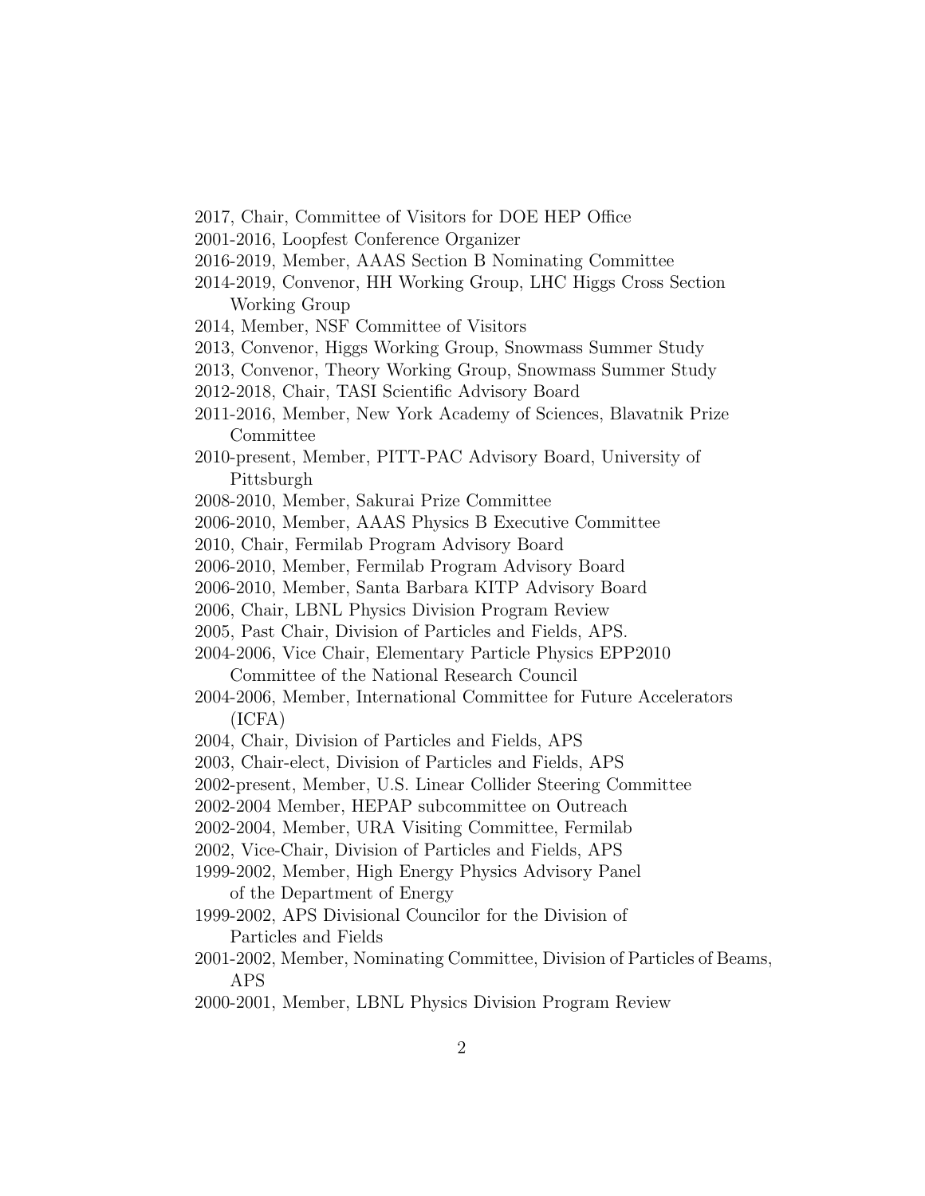2017, Chair, Committee of Visitors for DOE HEP Office

2001-2016, Loopfest Conference Organizer

2016-2019, Member, AAAS Section B Nominating Committee

2014-2019, Convenor, HH Working Group, LHC Higgs Cross Section Working Group

2014, Member, NSF Committee of Visitors

2013, Convenor, Higgs Working Group, Snowmass Summer Study

2013, Convenor, Theory Working Group, Snowmass Summer Study

2012-2018, Chair, TASI Scientific Advisory Board

2011-2016, Member, New York Academy of Sciences, Blavatnik Prize Committee

2010-present, Member, PITT-PAC Advisory Board, University of Pittsburgh

2008-2010, Member, Sakurai Prize Committee

2006-2010, Member, AAAS Physics B Executive Committee

2010, Chair, Fermilab Program Advisory Board

2006-2010, Member, Fermilab Program Advisory Board

2006-2010, Member, Santa Barbara KITP Advisory Board

2006, Chair, LBNL Physics Division Program Review

2005, Past Chair, Division of Particles and Fields, APS.

2004-2006, Vice Chair, Elementary Particle Physics EPP2010 Committee of the National Research Council

2004-2006, Member, International Committee for Future Accelerators (ICFA)

2004, Chair, Division of Particles and Fields, APS

2003, Chair-elect, Division of Particles and Fields, APS

2002-present, Member, U.S. Linear Collider Steering Committee

2002-2004 Member, HEPAP subcommittee on Outreach

2002-2004, Member, URA Visiting Committee, Fermilab

2002, Vice-Chair, Division of Particles and Fields, APS

1999-2002, Member, High Energy Physics Advisory Panel of the Department of Energy

1999-2002, APS Divisional Councilor for the Division of Particles and Fields

2001-2002, Member, Nominating Committee, Division of Particles of Beams, APS

2000-2001, Member, LBNL Physics Division Program Review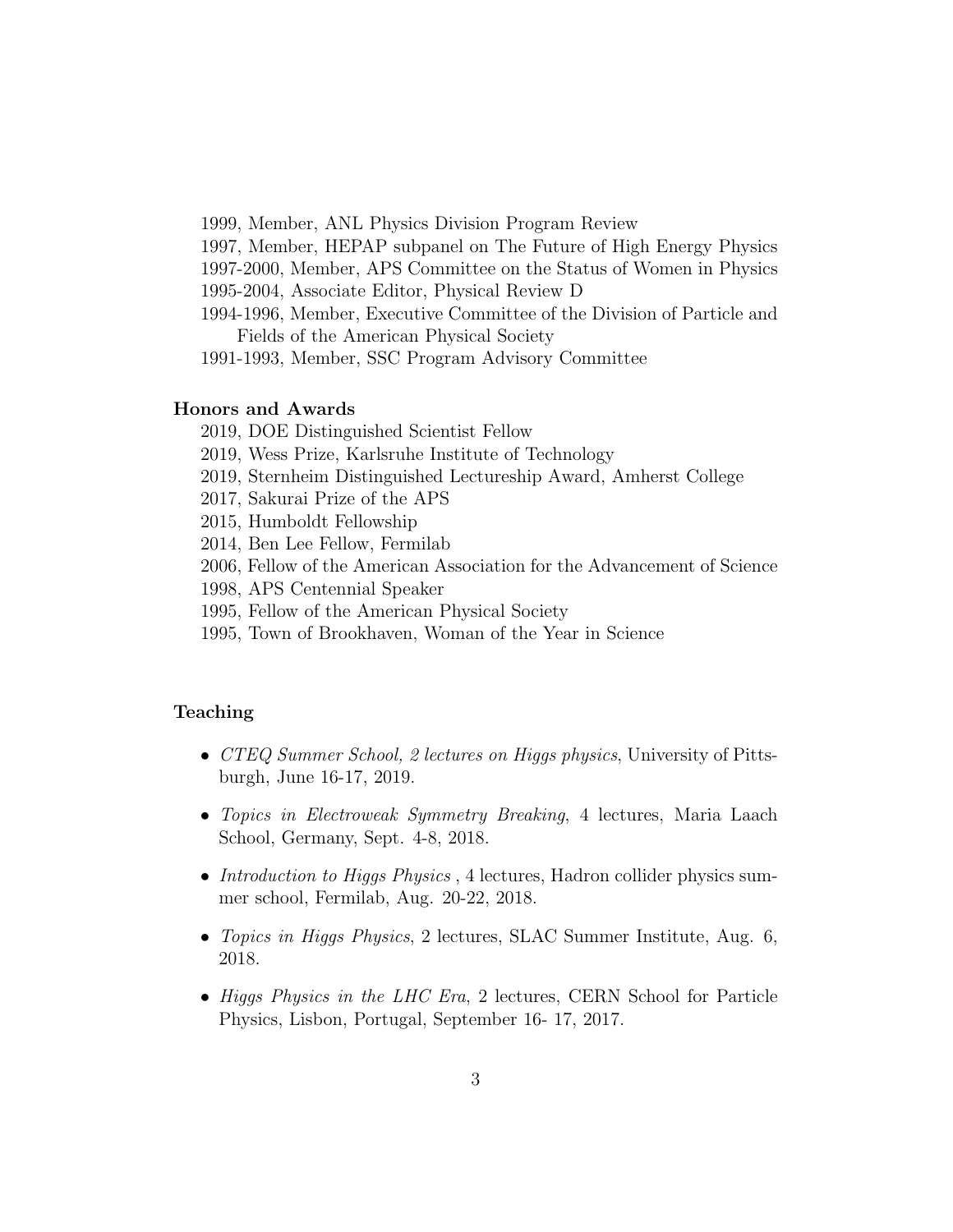1999, Member, ANL Physics Division Program Review  
1997, Member, HEPAP subpanel on The Future of High Energy Physics  
1997-2000, Member, APS Committee on the Status of Women in Physics  
1995-2004, Associate Editor, Physical Review D  
1994-1996, Member, Executive Committee of the Division of Particle and Fields of the American Physical Society  
1991-1993, Member, SSC Program Advisory Committee

**Honors and Awards**

2019, DOE Distinguished Scientist Fellow  
2019, Wess Prize, Karlsruhe Institute of Technology  
2019, Sternheim Distinguished Lectureship Award, Amherst College  
2017, Sakurai Prize of the APS  
2015, Humboldt Fellowship  
2014, Ben Lee Fellow, Fermilab  
2006, Fellow of the American Association for the Advancement of Science  
1998, APS Centennial Speaker  
1995, Fellow of the American Physical Society  
1995, Town of Brookhaven, Woman of the Year in Science

**Teaching**

- *CTEQ Summer School, 2 lectures on Higgs physics*, University of Pittsburgh, June 16-17, 2019.
- *Topics in Electroweak Symmetry Breaking*, 4 lectures, Maria Laach School, Germany, Sept. 4-8, 2018.
- *Introduction to Higgs Physics* , 4 lectures, Hadron collider physics summer school, Fermilab, Aug. 20-22, 2018.
- *Topics in Higgs Physics*, 2 lectures, SLAC Summer Institute, Aug. 6, 2018.
- *Higgs Physics in the LHC Era*, 2 lectures, CERN School for Particle Physics, Lisbon, Portugal, September 16- 17, 2017.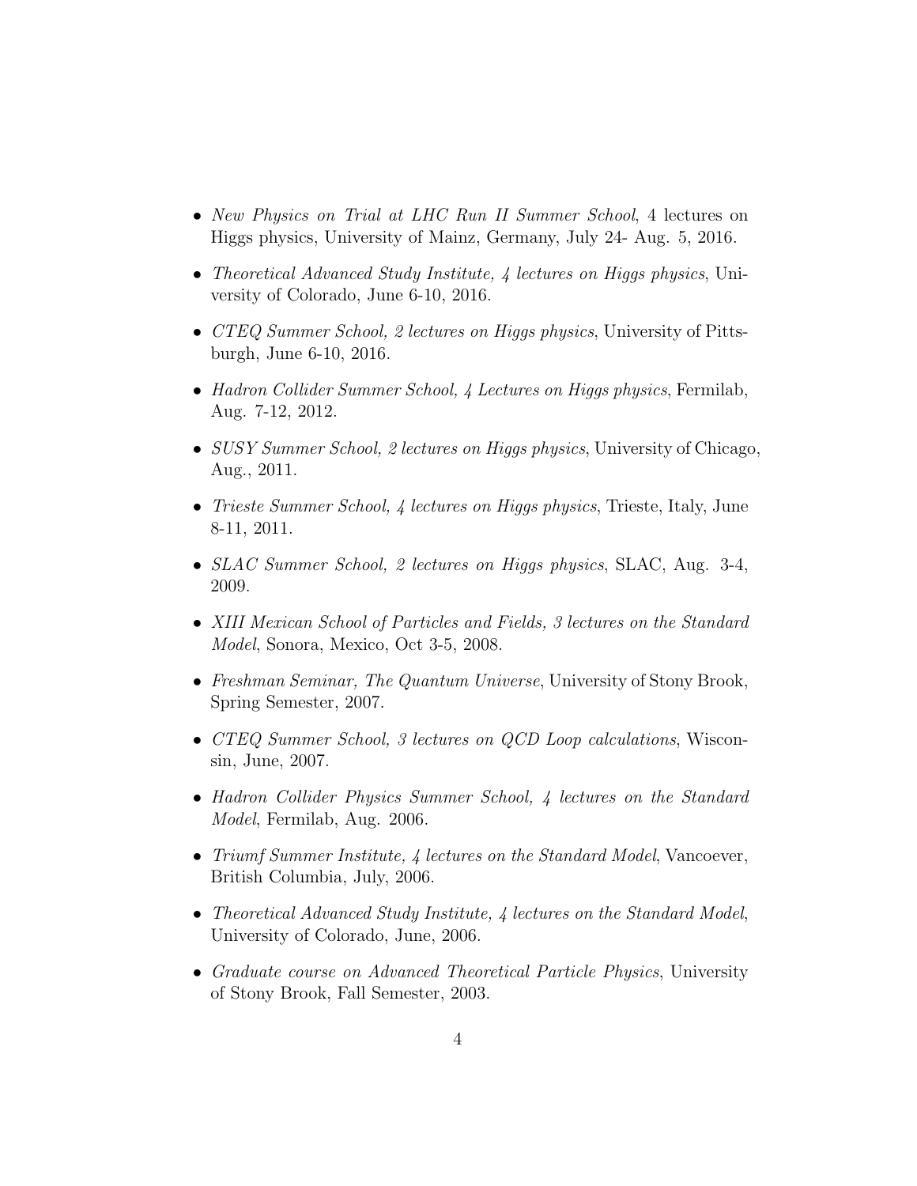- *New Physics on Trial at LHC Run II Summer School*, 4 lectures on Higgs physics, University of Mainz, Germany, July 24- Aug. 5, 2016.
- *Theoretical Advanced Study Institute, 4 lectures on Higgs physics*, University of Colorado, June 6-10, 2016.
- *CTEQ Summer School, 2 lectures on Higgs physics*, University of Pittsburgh, June 6-10, 2016.
- *Hadron Collider Summer School, 4 Lectures on Higgs physics*, Fermilab, Aug. 7-12, 2012.
- *SUSY Summer School, 2 lectures on Higgs physics*, University of Chicago, Aug., 2011.
- *Trieste Summer School, 4 lectures on Higgs physics*, Trieste, Italy, June 8-11, 2011.
- *SLAC Summer School, 2 lectures on Higgs physics*, SLAC, Aug. 3-4, 2009.
- *XIII Mexican School of Particles and Fields, 3 lectures on the Standard Model*, Sonora, Mexico, Oct 3-5, 2008.
- *Freshman Seminar, The Quantum Universe*, University of Stony Brook, Spring Semester, 2007.
- *CTEQ Summer School, 3 lectures on QCD Loop calculations*, Wisconsin, June, 2007.
- *Hadron Collider Physics Summer School, 4 lectures on the Standard Model*, Fermilab, Aug. 2006.
- *Triumf Summer Institute, 4 lectures on the Standard Model*, Vancoever, British Columbia, July, 2006.
- *Theoretical Advanced Study Institute, 4 lectures on the Standard Model*, University of Colorado, June, 2006.
- *Graduate course on Advanced Theoretical Particle Physics*, University of Stony Brook, Fall Semester, 2003.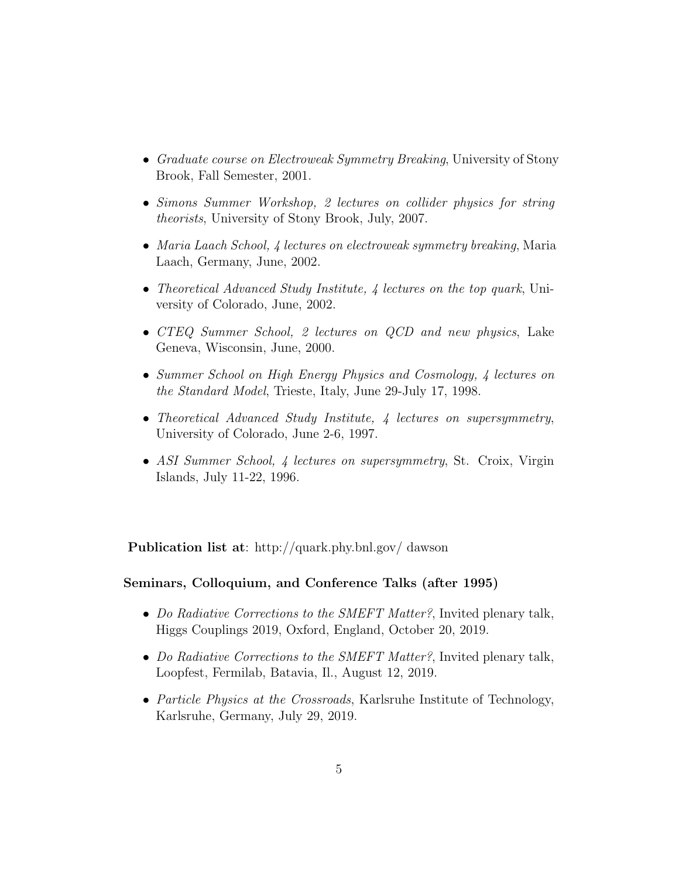- *Graduate course on Electroweak Symmetry Breaking*, University of Stony Brook, Fall Semester, 2001.
- *Simons Summer Workshop, 2 lectures on collider physics for string theorists*, University of Stony Brook, July, 2007.
- *Maria Laach School, 4 lectures on electroweak symmetry breaking*, Maria Laach, Germany, June, 2002.
- *Theoretical Advanced Study Institute, 4 lectures on the top quark*, University of Colorado, June, 2002.
- *CTEQ Summer School, 2 lectures on QCD and new physics*, Lake Geneva, Wisconsin, June, 2000.
- *Summer School on High Energy Physics and Cosmology, 4 lectures on the Standard Model*, Trieste, Italy, June 29-July 17, 1998.
- *Theoretical Advanced Study Institute, 4 lectures on supersymmetry*, University of Colorado, June 2-6, 1997.
- *ASI Summer School, 4 lectures on supersymmetry*, St. Croix, Virgin Islands, July 11-22, 1996.

**Publication list at**: http://quark.phy.bnl.gov/ dawson

### Seminars, Colloquium, and Conference Talks (after 1995)

- *Do Radiative Corrections to the SMEFT Matter?*, Invited plenary talk, Higgs Couplings 2019, Oxford, England, October 20, 2019.
- *Do Radiative Corrections to the SMEFT Matter?*, Invited plenary talk, Loopfest, Fermilab, Batavia, Il., August 12, 2019.
- *Particle Physics at the Crossroads*, Karlsruhe Institute of Technology, Karlsruhe, Germany, July 29, 2019.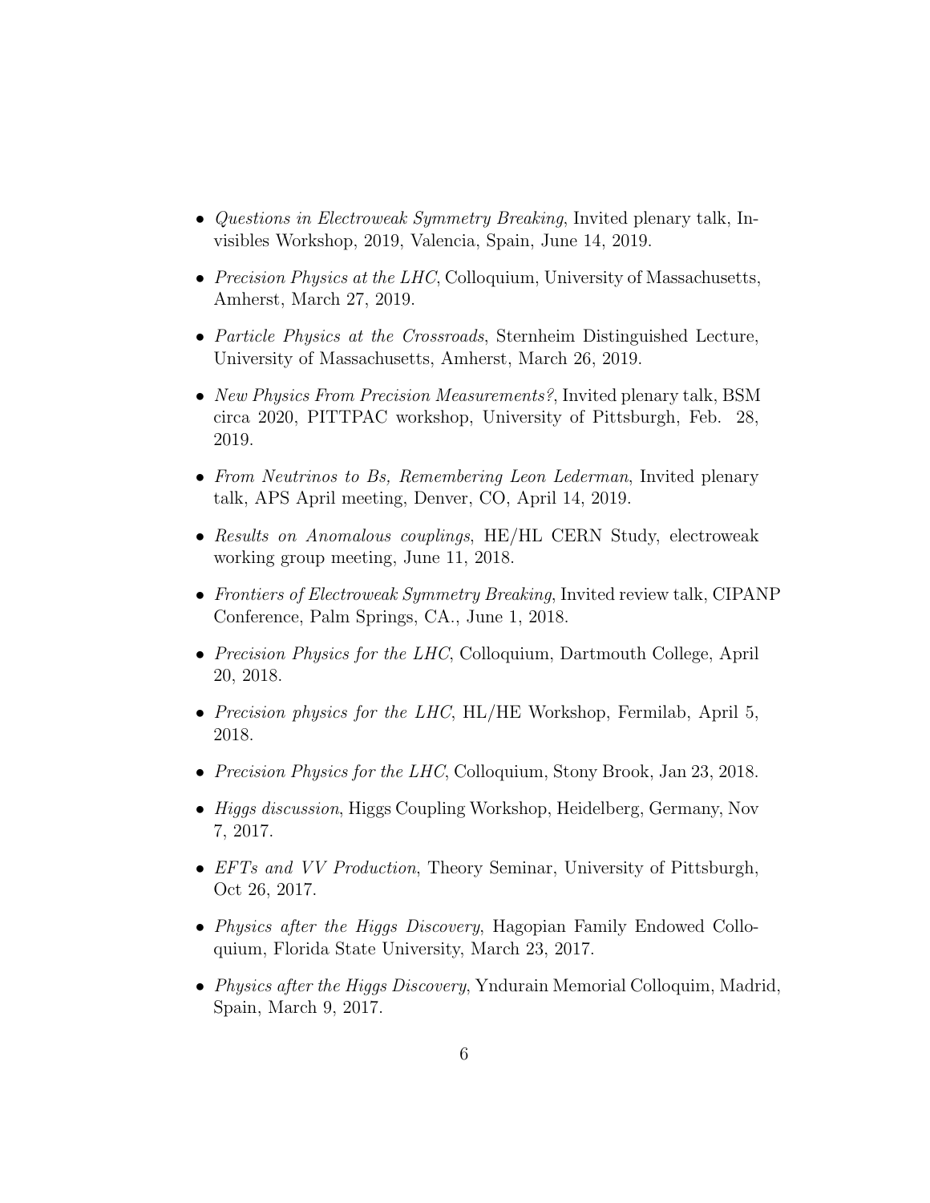- *Questions in Electroweak Symmetry Breaking*, Invited plenary talk, Invisibles Workshop, 2019, Valencia, Spain, June 14, 2019.

- *Precision Physics at the LHC*, Colloquium, University of Massachusetts, Amherst, March 27, 2019.

- *Particle Physics at the Crossroads*, Sternheim Distinguished Lecture, University of Massachusetts, Amherst, March 26, 2019.

- *New Physics From Precision Measurements?*, Invited plenary talk, BSM circa 2020, PITTPAC workshop, University of Pittsburgh, Feb. 28, 2019.

- *From Neutrinos to Bs, Remembering Leon Lederman*, Invited plenary talk, APS April meeting, Denver, CO, April 14, 2019.

- *Results on Anomalous couplings*, HE/HL CERN Study, electroweak working group meeting, June 11, 2018.

- *Frontiers of Electroweak Symmetry Breaking*, Invited review talk, CIPANP Conference, Palm Springs, CA., June 1, 2018.

- *Precision Physics for the LHC*, Colloquium, Dartmouth College, April 20, 2018.

- *Precision physics for the LHC*, HL/HE Workshop, Fermilab, April 5, 2018.

- *Precision Physics for the LHC*, Colloquium, Stony Brook, Jan 23, 2018.

- *Higgs discussion*, Higgs Coupling Workshop, Heidelberg, Germany, Nov 7, 2017.

- *EFTs and VV Production*, Theory Seminar, University of Pittsburgh, Oct 26, 2017.

- *Physics after the Higgs Discovery*, Hagopian Family Endowed Colloquium, Florida State University, March 23, 2017.

- *Physics after the Higgs Discovery*, Yndurain Memorial Colloquim, Madrid, Spain, March 9, 2017.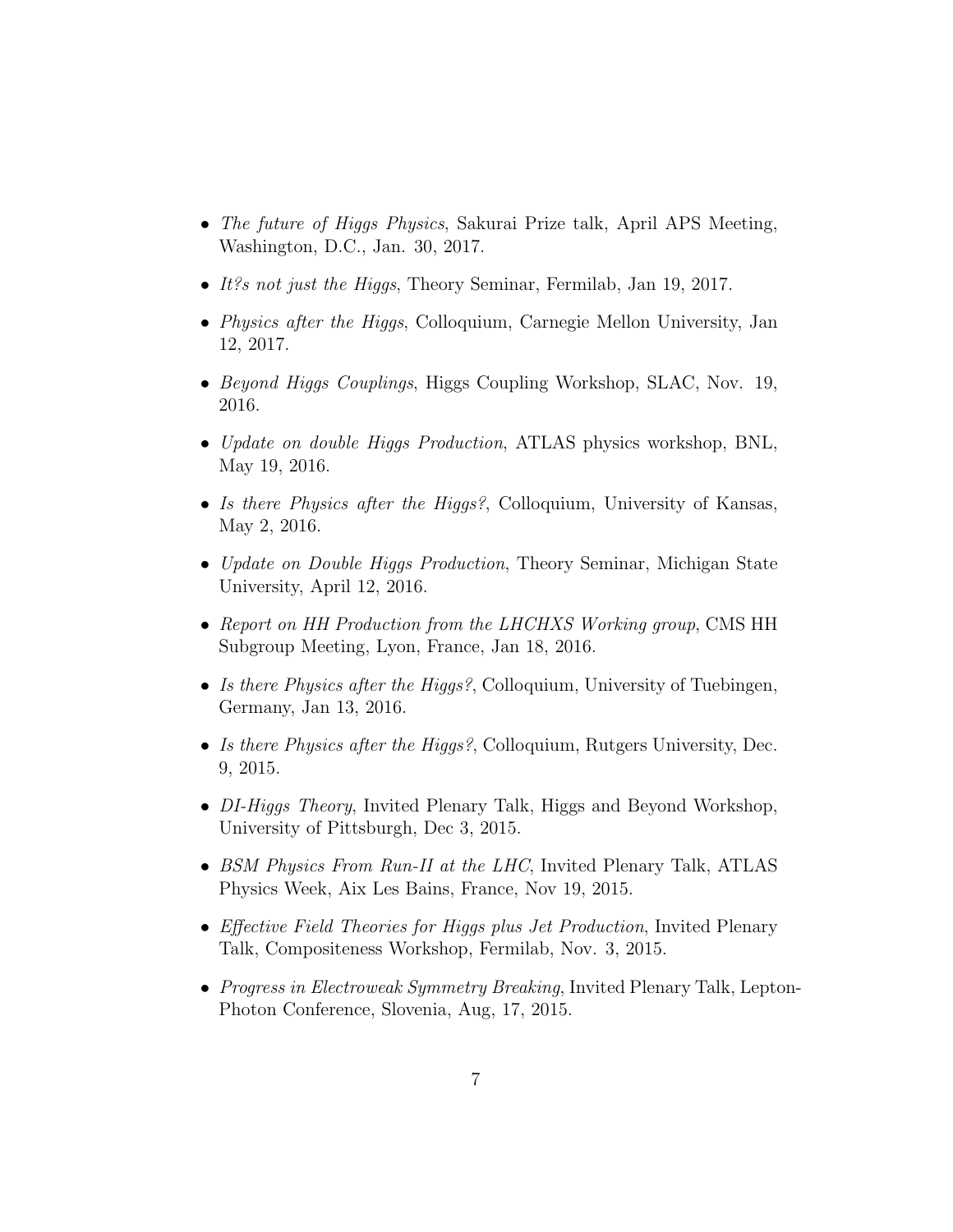- *The future of Higgs Physics*, Sakurai Prize talk, April APS Meeting, Washington, D.C., Jan. 30, 2017.
- *It?s not just the Higgs*, Theory Seminar, Fermilab, Jan 19, 2017.
- *Physics after the Higgs*, Colloquium, Carnegie Mellon University, Jan 12, 2017.
- *Beyond Higgs Couplings*, Higgs Coupling Workshop, SLAC, Nov. 19, 2016.
- *Update on double Higgs Production*, ATLAS physics workshop, BNL, May 19, 2016.
- *Is there Physics after the Higgs?*, Colloquium, University of Kansas, May 2, 2016.
- *Update on Double Higgs Production*, Theory Seminar, Michigan State University, April 12, 2016.
- *Report on HH Production from the LHCHXS Working group*, CMS HH Subgroup Meeting, Lyon, France, Jan 18, 2016.
- *Is there Physics after the Higgs?*, Colloquium, University of Tuebingen, Germany, Jan 13, 2016.
- *Is there Physics after the Higgs?*, Colloquium, Rutgers University, Dec. 9, 2015.
- *DI-Higgs Theory*, Invited Plenary Talk, Higgs and Beyond Workshop, University of Pittsburgh, Dec 3, 2015.
- *BSM Physics From Run-II at the LHC*, Invited Plenary Talk, ATLAS Physics Week, Aix Les Bains, France, Nov 19, 2015.
- *Effective Field Theories for Higgs plus Jet Production*, Invited Plenary Talk, Compositeness Workshop, Fermilab, Nov. 3, 2015.
- *Progress in Electroweak Symmetry Breaking*, Invited Plenary Talk, Lepton-Photon Conference, Slovenia, Aug, 17, 2015.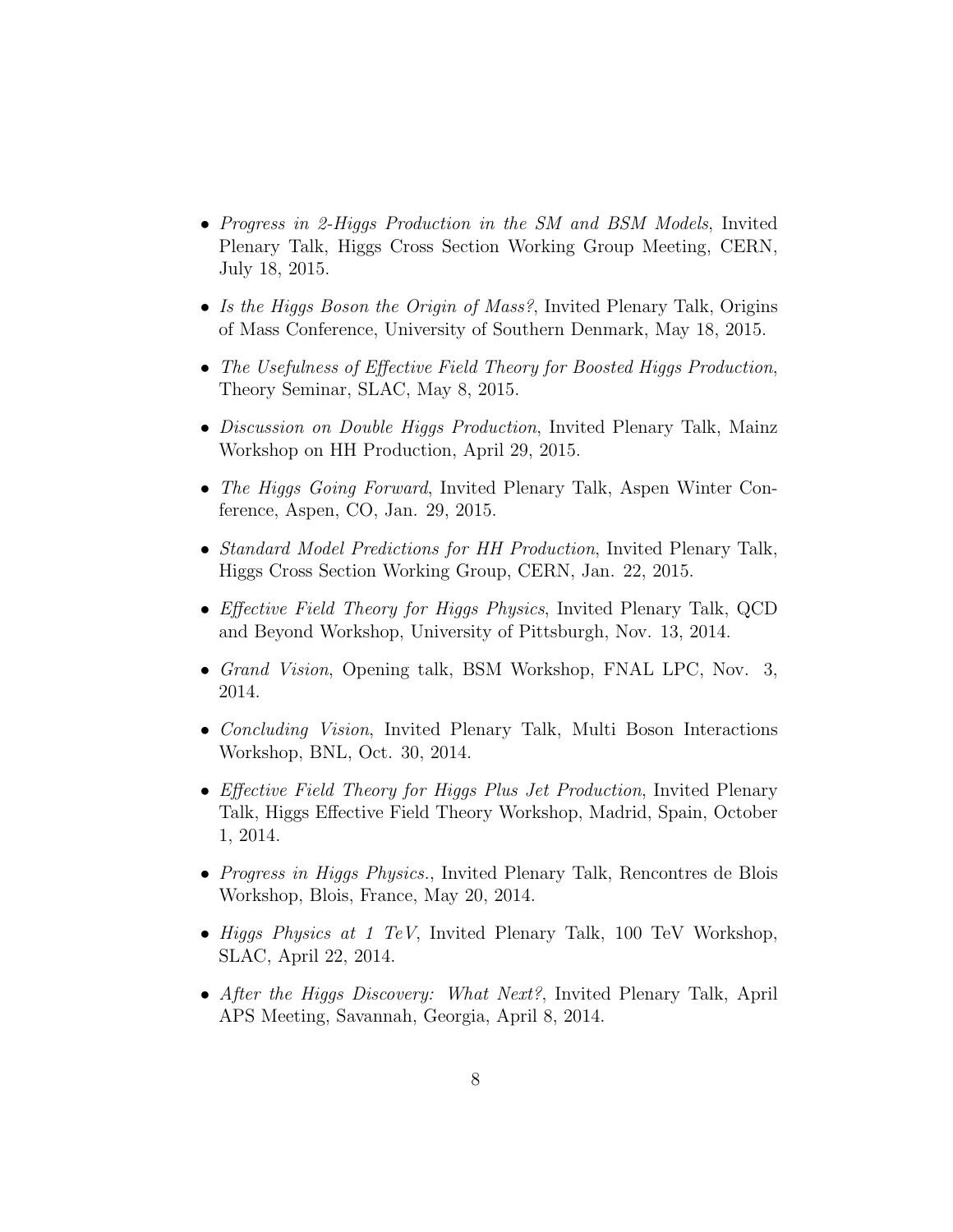- *Progress in 2-Higgs Production in the SM and BSM Models*, Invited Plenary Talk, Higgs Cross Section Working Group Meeting, CERN, July 18, 2015.

- *Is the Higgs Boson the Origin of Mass?*, Invited Plenary Talk, Origins of Mass Conference, University of Southern Denmark, May 18, 2015.

- *The Usefulness of Effective Field Theory for Boosted Higgs Production*, Theory Seminar, SLAC, May 8, 2015.

- *Discussion on Double Higgs Production*, Invited Plenary Talk, Mainz Workshop on HH Production, April 29, 2015.

- *The Higgs Going Forward*, Invited Plenary Talk, Aspen Winter Conference, Aspen, CO, Jan. 29, 2015.

- *Standard Model Predictions for HH Production*, Invited Plenary Talk, Higgs Cross Section Working Group, CERN, Jan. 22, 2015.

- *Effective Field Theory for Higgs Physics*, Invited Plenary Talk, QCD and Beyond Workshop, University of Pittsburgh, Nov. 13, 2014.

- *Grand Vision*, Opening talk, BSM Workshop, FNAL LPC, Nov. 3, 2014.

- *Concluding Vision*, Invited Plenary Talk, Multi Boson Interactions Workshop, BNL, Oct. 30, 2014.

- *Effective Field Theory for Higgs Plus Jet Production*, Invited Plenary Talk, Higgs Effective Field Theory Workshop, Madrid, Spain, October 1, 2014.

- *Progress in Higgs Physics.*, Invited Plenary Talk, Rencontres de Blois Workshop, Blois, France, May 20, 2014.

- *Higgs Physics at 1 TeV*, Invited Plenary Talk, 100 TeV Workshop, SLAC, April 22, 2014.

- *After the Higgs Discovery: What Next?*, Invited Plenary Talk, April APS Meeting, Savannah, Georgia, April 8, 2014.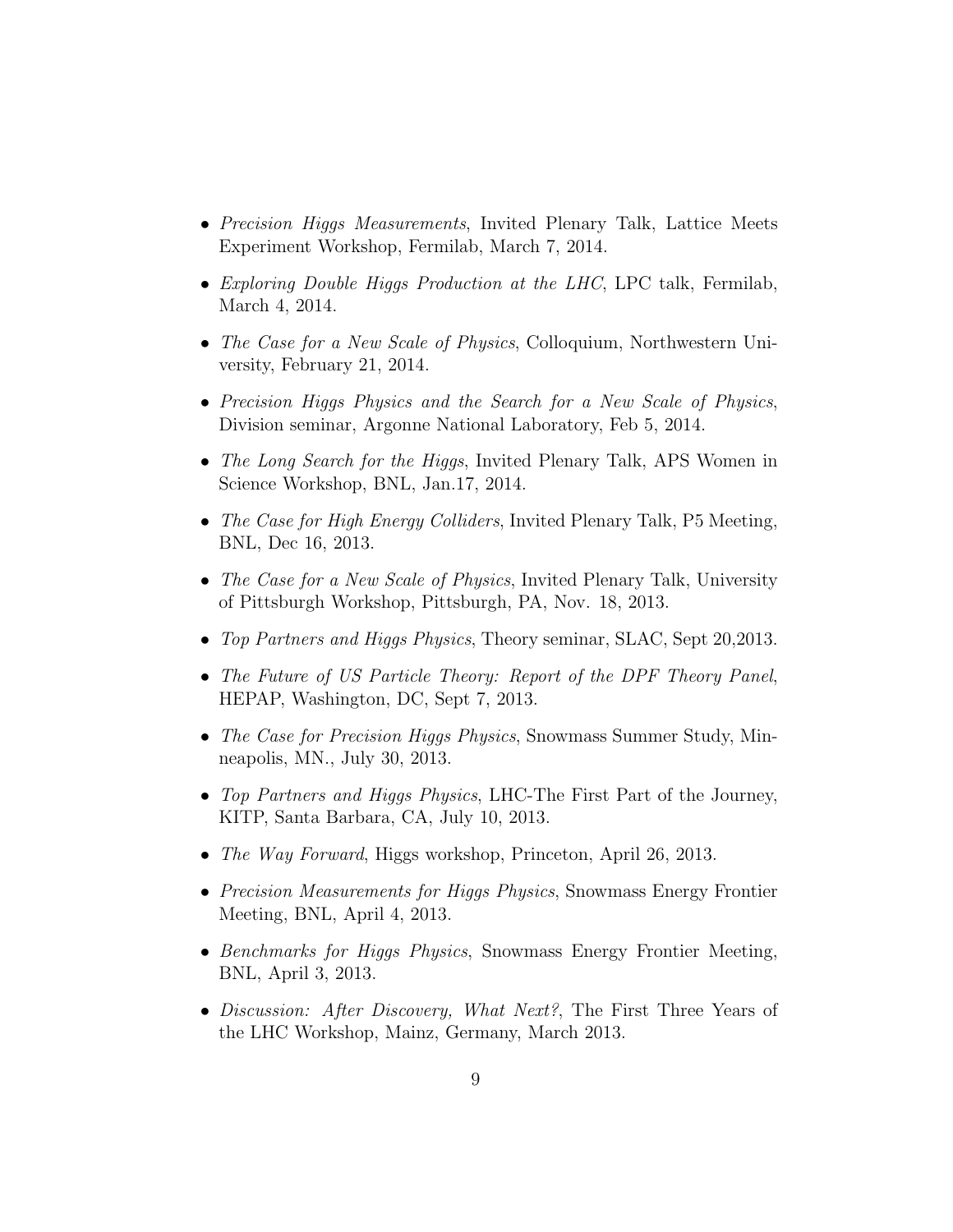- *Precision Higgs Measurements*, Invited Plenary Talk, Lattice Meets Experiment Workshop, Fermilab, March 7, 2014.
- *Exploring Double Higgs Production at the LHC*, LPC talk, Fermilab, March 4, 2014.
- *The Case for a New Scale of Physics*, Colloquium, Northwestern University, February 21, 2014.
- *Precision Higgs Physics and the Search for a New Scale of Physics*, Division seminar, Argonne National Laboratory, Feb 5, 2014.
- *The Long Search for the Higgs*, Invited Plenary Talk, APS Women in Science Workshop, BNL, Jan.17, 2014.
- *The Case for High Energy Colliders*, Invited Plenary Talk, P5 Meeting, BNL, Dec 16, 2013.
- *The Case for a New Scale of Physics*, Invited Plenary Talk, University of Pittsburgh Workshop, Pittsburgh, PA, Nov. 18, 2013.
- *Top Partners and Higgs Physics*, Theory seminar, SLAC, Sept 20,2013.
- *The Future of US Particle Theory: Report of the DPF Theory Panel*, HEPAP, Washington, DC, Sept 7, 2013.
- *The Case for Precision Higgs Physics*, Snowmass Summer Study, Minneapolis, MN., July 30, 2013.
- *Top Partners and Higgs Physics*, LHC-The First Part of the Journey, KITP, Santa Barbara, CA, July 10, 2013.
- *The Way Forward*, Higgs workshop, Princeton, April 26, 2013.
- *Precision Measurements for Higgs Physics*, Snowmass Energy Frontier Meeting, BNL, April 4, 2013.
- *Benchmarks for Higgs Physics*, Snowmass Energy Frontier Meeting, BNL, April 3, 2013.
- *Discussion: After Discovery, What Next?*, The First Three Years of the LHC Workshop, Mainz, Germany, March 2013.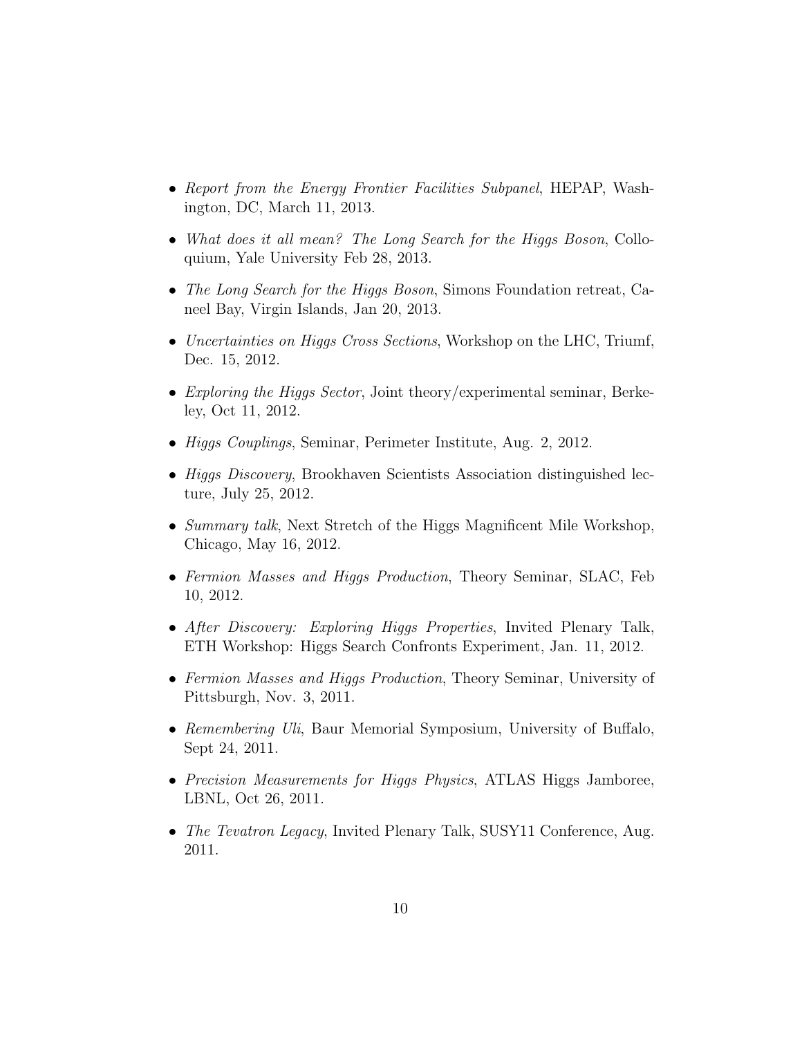- *Report from the Energy Frontier Facilities Subpanel*, HEPAP, Washington, DC, March 11, 2013.
- *What does it all mean? The Long Search for the Higgs Boson*, Colloquium, Yale University Feb 28, 2013.
- *The Long Search for the Higgs Boson*, Simons Foundation retreat, Caneel Bay, Virgin Islands, Jan 20, 2013.
- *Uncertainties on Higgs Cross Sections*, Workshop on the LHC, Triumf, Dec. 15, 2012.
- *Exploring the Higgs Sector*, Joint theory/experimental seminar, Berkeley, Oct 11, 2012.
- *Higgs Couplings*, Seminar, Perimeter Institute, Aug. 2, 2012.
- *Higgs Discovery*, Brookhaven Scientists Association distinguished lecture, July 25, 2012.
- *Summary talk*, Next Stretch of the Higgs Magnificent Mile Workshop, Chicago, May 16, 2012.
- *Fermion Masses and Higgs Production*, Theory Seminar, SLAC, Feb 10, 2012.
- *After Discovery: Exploring Higgs Properties*, Invited Plenary Talk, ETH Workshop: Higgs Search Confronts Experiment, Jan. 11, 2012.
- *Fermion Masses and Higgs Production*, Theory Seminar, University of Pittsburgh, Nov. 3, 2011.
- *Remembering Uli*, Baur Memorial Symposium, University of Buffalo, Sept 24, 2011.
- *Precision Measurements for Higgs Physics*, ATLAS Higgs Jamboree, LBNL, Oct 26, 2011.
- *The Tevatron Legacy*, Invited Plenary Talk, SUSY11 Conference, Aug. 2011.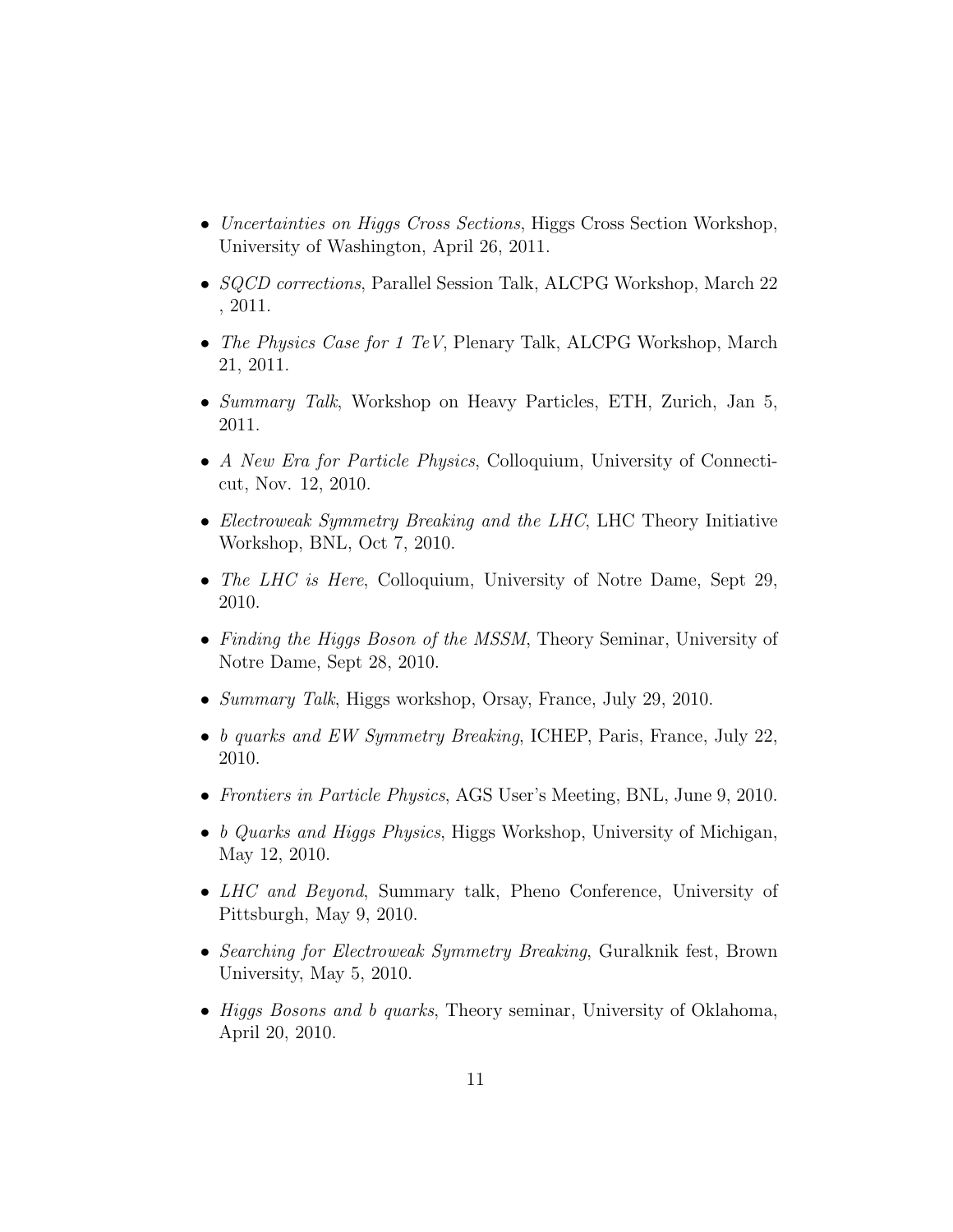- *Uncertainties on Higgs Cross Sections*, Higgs Cross Section Workshop, University of Washington, April 26, 2011.
- *SQCD corrections*, Parallel Session Talk, ALCPG Workshop, March 22 , 2011.
- *The Physics Case for 1 TeV*, Plenary Talk, ALCPG Workshop, March 21, 2011.
- *Summary Talk*, Workshop on Heavy Particles, ETH, Zurich, Jan 5, 2011.
- *A New Era for Particle Physics*, Colloquium, University of Connecticut, Nov. 12, 2010.
- *Electroweak Symmetry Breaking and the LHC*, LHC Theory Initiative Workshop, BNL, Oct 7, 2010.
- *The LHC is Here*, Colloquium, University of Notre Dame, Sept 29, 2010.
- *Finding the Higgs Boson of the MSSM*, Theory Seminar, University of Notre Dame, Sept 28, 2010.
- *Summary Talk*, Higgs workshop, Orsay, France, July 29, 2010.
- *b quarks and EW Symmetry Breaking*, ICHEP, Paris, France, July 22, 2010.
- *Frontiers in Particle Physics*, AGS User's Meeting, BNL, June 9, 2010.
- *b Quarks and Higgs Physics*, Higgs Workshop, University of Michigan, May 12, 2010.
- *LHC and Beyond*, Summary talk, Pheno Conference, University of Pittsburgh, May 9, 2010.
- *Searching for Electroweak Symmetry Breaking*, Guralknik fest, Brown University, May 5, 2010.
- *Higgs Bosons and b quarks*, Theory seminar, University of Oklahoma, April 20, 2010.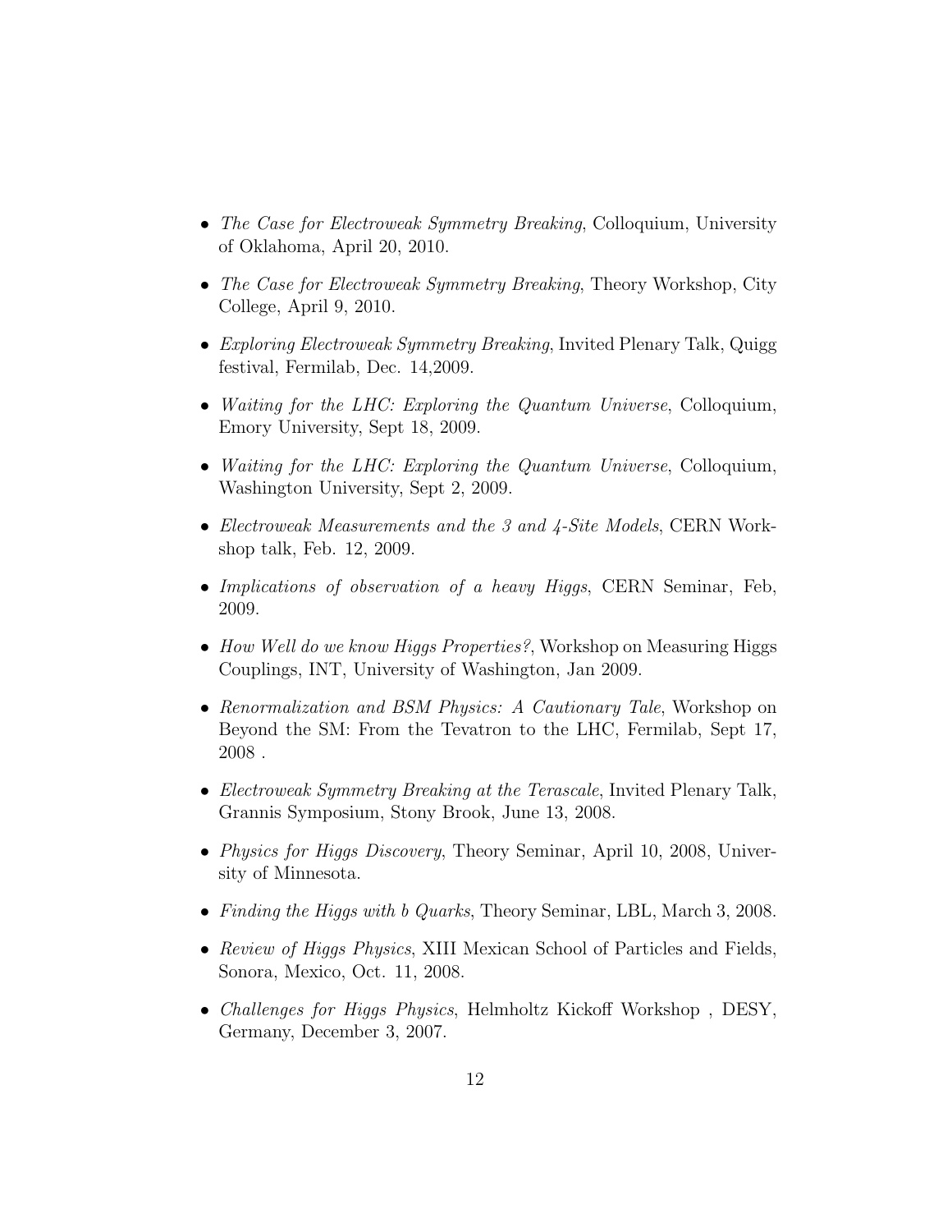- *The Case for Electroweak Symmetry Breaking*, Colloquium, University of Oklahoma, April 20, 2010.

- *The Case for Electroweak Symmetry Breaking*, Theory Workshop, City College, April 9, 2010.

- *Exploring Electroweak Symmetry Breaking*, Invited Plenary Talk, Quigg festival, Fermilab, Dec. 14,2009.

- *Waiting for the LHC: Exploring the Quantum Universe*, Colloquium, Emory University, Sept 18, 2009.

- *Waiting for the LHC: Exploring the Quantum Universe*, Colloquium, Washington University, Sept 2, 2009.

- *Electroweak Measurements and the 3 and 4-Site Models*, CERN Workshop talk, Feb. 12, 2009.

- *Implications of observation of a heavy Higgs*, CERN Seminar, Feb, 2009.

- *How Well do we know Higgs Properties?*, Workshop on Measuring Higgs Couplings, INT, University of Washington, Jan 2009.

- *Renormalization and BSM Physics: A Cautionary Tale*, Workshop on Beyond the SM: From the Tevatron to the LHC, Fermilab, Sept 17, 2008 .

- *Electroweak Symmetry Breaking at the Terascale*, Invited Plenary Talk, Grannis Symposium, Stony Brook, June 13, 2008.

- *Physics for Higgs Discovery*, Theory Seminar, April 10, 2008, University of Minnesota.

- *Finding the Higgs with b Quarks*, Theory Seminar, LBL, March 3, 2008.

- *Review of Higgs Physics*, XIII Mexican School of Particles and Fields, Sonora, Mexico, Oct. 11, 2008.

- *Challenges for Higgs Physics*, Helmholtz Kickoff Workshop , DESY, Germany, December 3, 2007.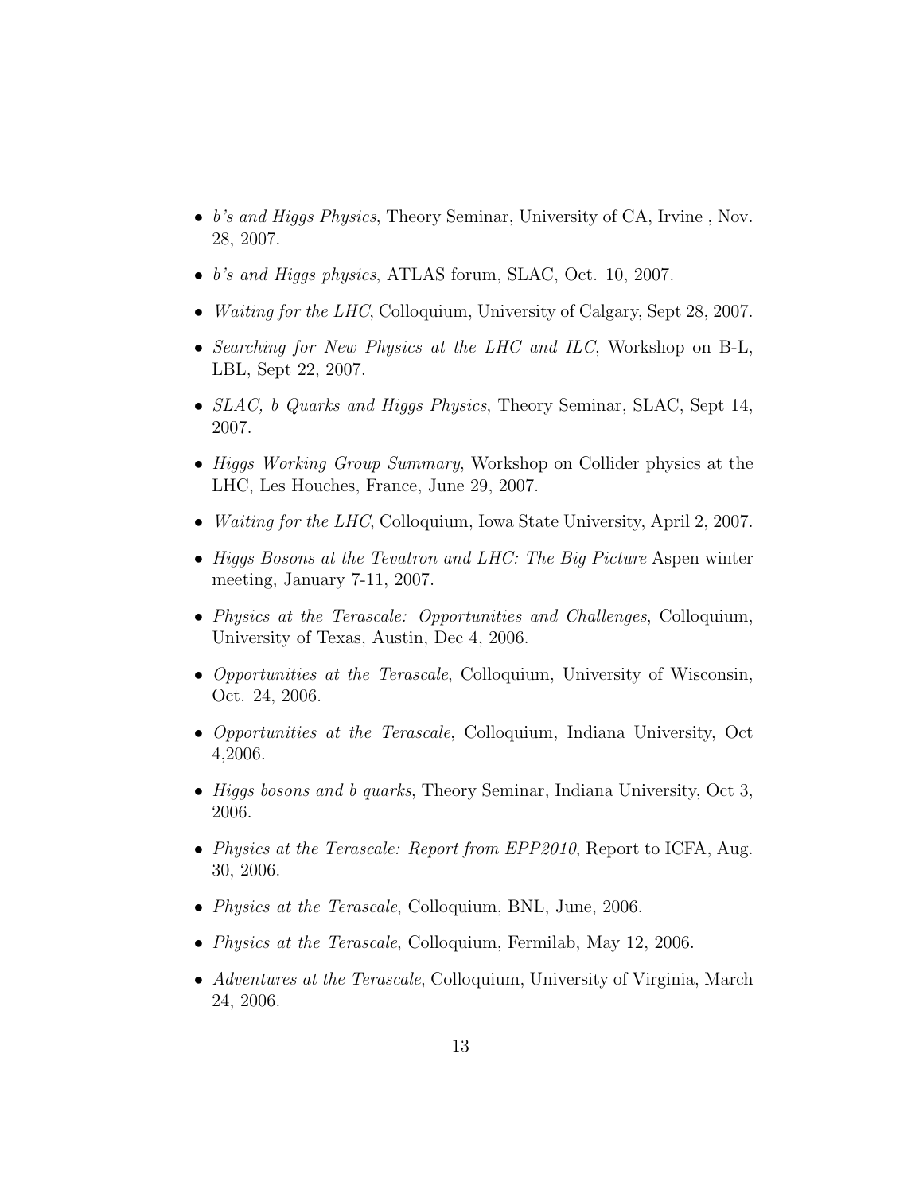- *b's and Higgs Physics*, Theory Seminar, University of CA, Irvine , Nov. 28, 2007.
- *b's and Higgs physics*, ATLAS forum, SLAC, Oct. 10, 2007.
- *Waiting for the LHC*, Colloquium, University of Calgary, Sept 28, 2007.
- *Searching for New Physics at the LHC and ILC*, Workshop on B-L, LBL, Sept 22, 2007.
- *SLAC, b Quarks and Higgs Physics*, Theory Seminar, SLAC, Sept 14, 2007.
- *Higgs Working Group Summary*, Workshop on Collider physics at the LHC, Les Houches, France, June 29, 2007.
- *Waiting for the LHC*, Colloquium, Iowa State University, April 2, 2007.
- *Higgs Bosons at the Tevatron and LHC: The Big Picture* Aspen winter meeting, January 7-11, 2007.
- *Physics at the Terascale: Opportunities and Challenges*, Colloquium, University of Texas, Austin, Dec 4, 2006.
- *Opportunities at the Terascale*, Colloquium, University of Wisconsin, Oct. 24, 2006.
- *Opportunities at the Terascale*, Colloquium, Indiana University, Oct 4,2006.
- *Higgs bosons and b quarks*, Theory Seminar, Indiana University, Oct 3, 2006.
- *Physics at the Terascale: Report from EPP2010*, Report to ICFA, Aug. 30, 2006.
- *Physics at the Terascale*, Colloquium, BNL, June, 2006.
- *Physics at the Terascale*, Colloquium, Fermilab, May 12, 2006.
- *Adventures at the Terascale*, Colloquium, University of Virginia, March 24, 2006.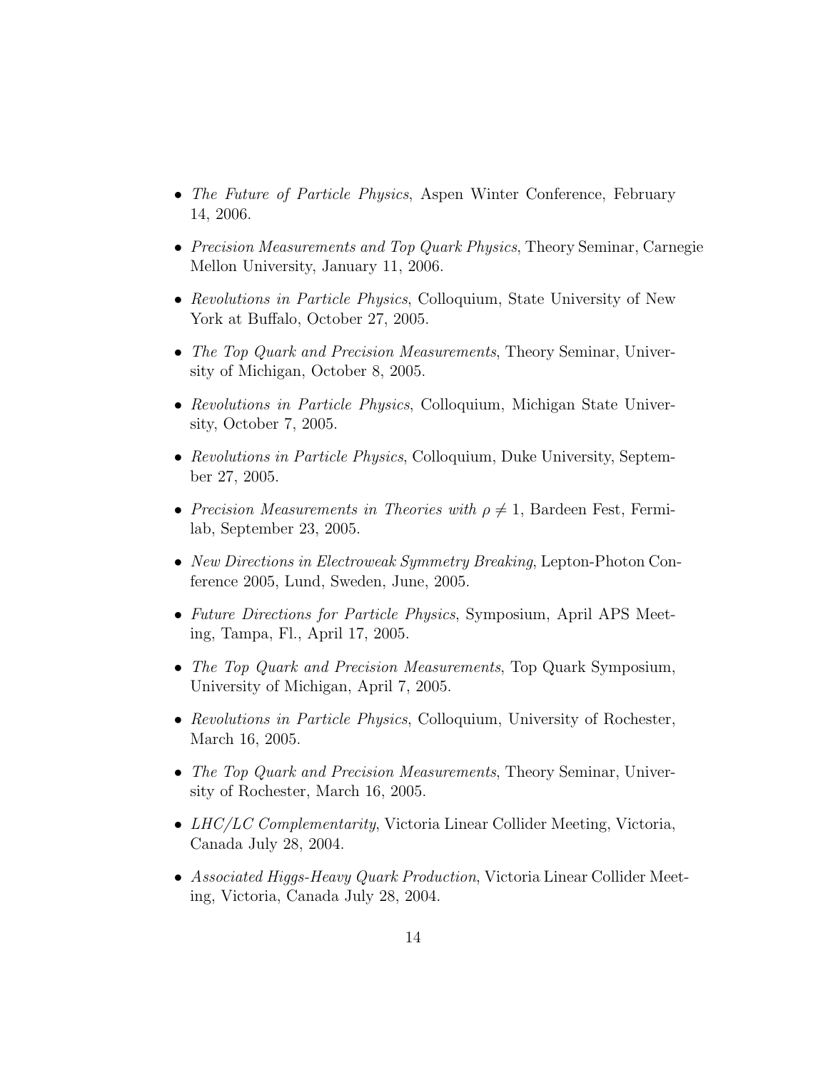- *The Future of Particle Physics*, Aspen Winter Conference, February 14, 2006.

- *Precision Measurements and Top Quark Physics*, Theory Seminar, Carnegie Mellon University, January 11, 2006.

- *Revolutions in Particle Physics*, Colloquium, State University of New York at Buffalo, October 27, 2005.

- *The Top Quark and Precision Measurements*, Theory Seminar, University of Michigan, October 8, 2005.

- *Revolutions in Particle Physics*, Colloquium, Michigan State University, October 7, 2005.

- *Revolutions in Particle Physics*, Colloquium, Duke University, September 27, 2005.

- *Precision Measurements in Theories with* $\rho \neq 1$, Bardeen Fest, Fermilab, September 23, 2005.

- *New Directions in Electroweak Symmetry Breaking*, Lepton-Photon Conference 2005, Lund, Sweden, June, 2005.

- *Future Directions for Particle Physics*, Symposium, April APS Meeting, Tampa, Fl., April 17, 2005.

- *The Top Quark and Precision Measurements*, Top Quark Symposium, University of Michigan, April 7, 2005.

- *Revolutions in Particle Physics*, Colloquium, University of Rochester, March 16, 2005.

- *The Top Quark and Precision Measurements*, Theory Seminar, University of Rochester, March 16, 2005.

- *LHC/LC Complementarity*, Victoria Linear Collider Meeting, Victoria, Canada July 28, 2004.

- *Associated Higgs-Heavy Quark Production*, Victoria Linear Collider Meeting, Victoria, Canada July 28, 2004.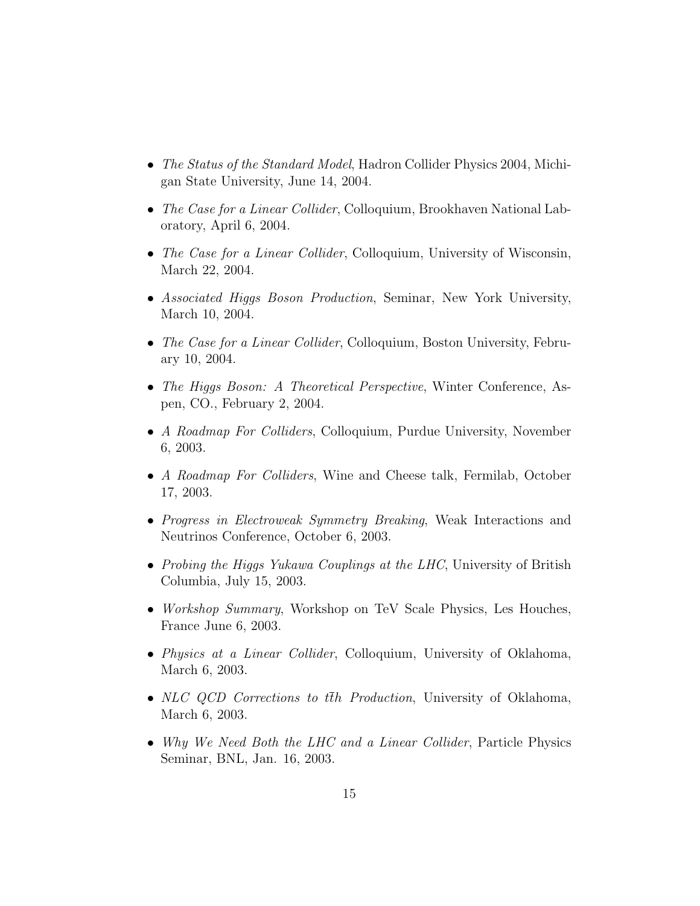- *The Status of the Standard Model*, Hadron Collider Physics 2004, Michigan State University, June 14, 2004.

- *The Case for a Linear Collider*, Colloquium, Brookhaven National Laboratory, April 6, 2004.

- *The Case for a Linear Collider*, Colloquium, University of Wisconsin, March 22, 2004.

- *Associated Higgs Boson Production*, Seminar, New York University, March 10, 2004.

- *The Case for a Linear Collider*, Colloquium, Boston University, February 10, 2004.

- *The Higgs Boson: A Theoretical Perspective*, Winter Conference, Aspen, CO., February 2, 2004.

- *A Roadmap For Colliders*, Colloquium, Purdue University, November 6, 2003.

- *A Roadmap For Colliders*, Wine and Cheese talk, Fermilab, October 17, 2003.

- *Progress in Electroweak Symmetry Breaking*, Weak Interactions and Neutrinos Conference, October 6, 2003.

- *Probing the Higgs Yukawa Couplings at the LHC*, University of British Columbia, July 15, 2003.

- *Workshop Summary*, Workshop on TeV Scale Physics, Les Houches, France June 6, 2003.

- *Physics at a Linear Collider*, Colloquium, University of Oklahoma, March 6, 2003.

- *NLC QCD Corrections to $t\bar{t}h$ Production*, University of Oklahoma, March 6, 2003.

- *Why We Need Both the LHC and a Linear Collider*, Particle Physics Seminar, BNL, Jan. 16, 2003.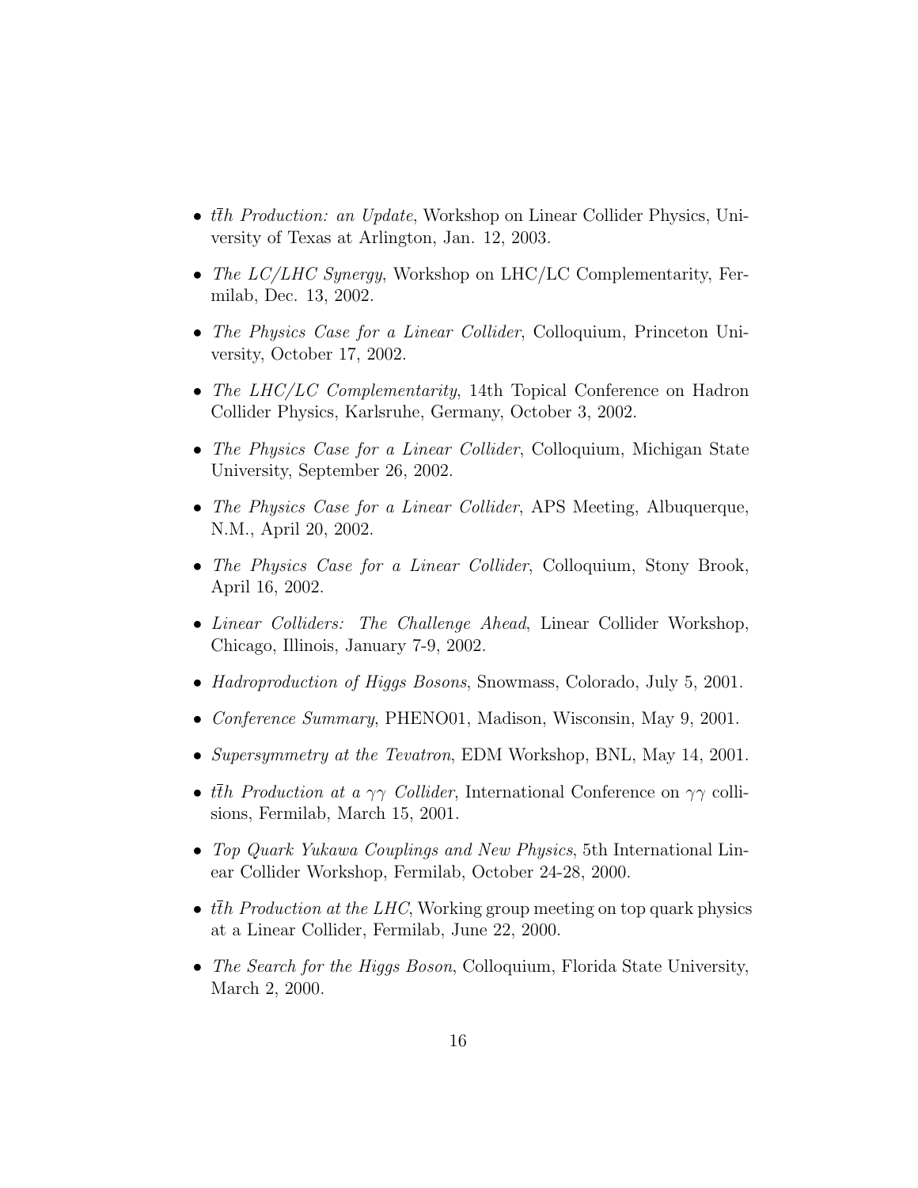- *$t\bar{t}h$ Production: an Update*, Workshop on Linear Collider Physics, University of Texas at Arlington, Jan. 12, 2003.
- *The LC/LHC Synergy*, Workshop on LHC/LC Complementarity, Fermilab, Dec. 13, 2002.
- *The Physics Case for a Linear Collider*, Colloquium, Princeton University, October 17, 2002.
- *The LHC/LC Complementarity*, 14th Topical Conference on Hadron Collider Physics, Karlsruhe, Germany, October 3, 2002.
- *The Physics Case for a Linear Collider*, Colloquium, Michigan State University, September 26, 2002.
- *The Physics Case for a Linear Collider*, APS Meeting, Albuquerque, N.M., April 20, 2002.
- *The Physics Case for a Linear Collider*, Colloquium, Stony Brook, April 16, 2002.
- *Linear Colliders: The Challenge Ahead*, Linear Collider Workshop, Chicago, Illinois, January 7-9, 2002.
- *Hadroproduction of Higgs Bosons*, Snowmass, Colorado, July 5, 2001.
- *Conference Summary*, PHENO01, Madison, Wisconsin, May 9, 2001.
- *Supersymmetry at the Tevatron*, EDM Workshop, BNL, May 14, 2001.
- *$t\bar{t}h$ Production at a $\gamma\gamma$ Collider*, International Conference on $\gamma\gamma$ collisions, Fermilab, March 15, 2001.
- *Top Quark Yukawa Couplings and New Physics*, 5th International Linear Collider Workshop, Fermilab, October 24-28, 2000.
- *$t\bar{t}h$ Production at the LHC*, Working group meeting on top quark physics at a Linear Collider, Fermilab, June 22, 2000.
- *The Search for the Higgs Boson*, Colloquium, Florida State University, March 2, 2000.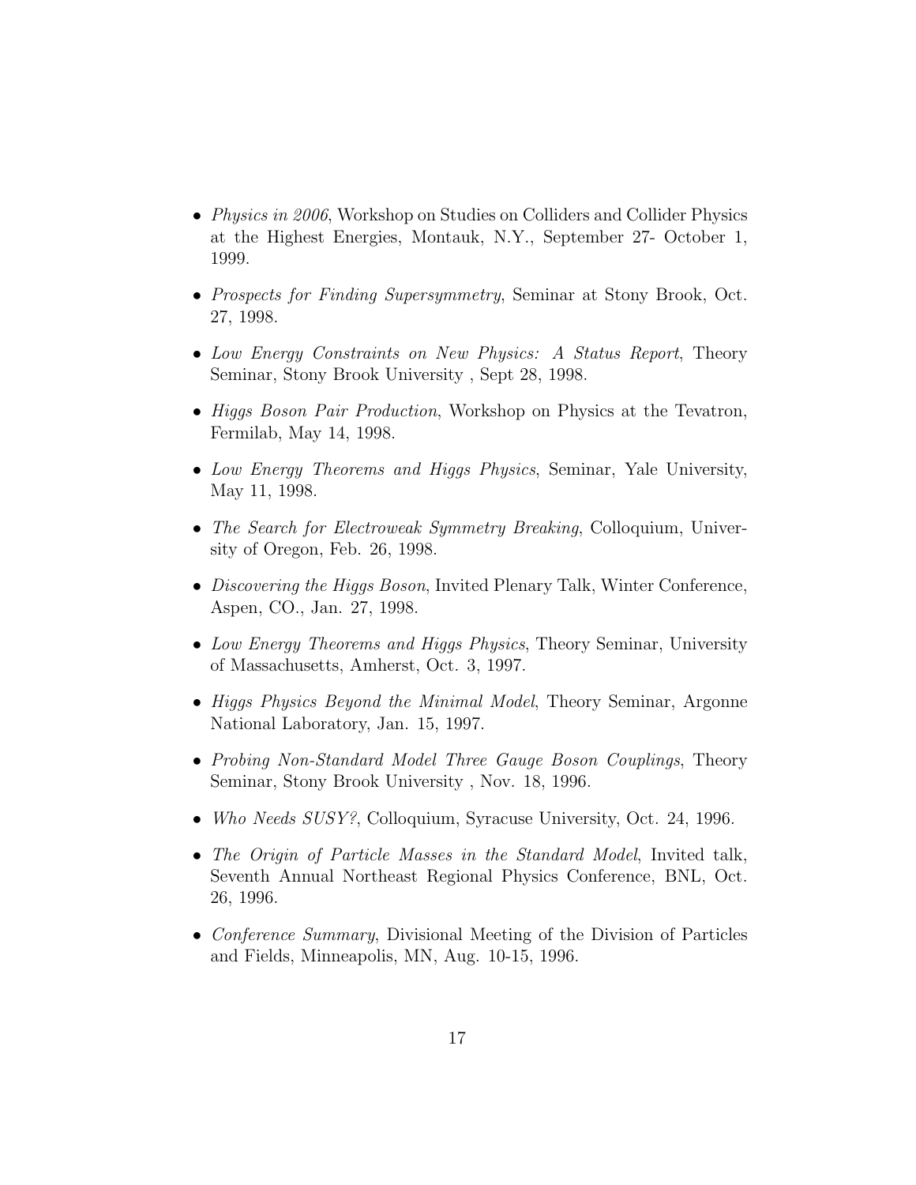- *Physics in 2006*, Workshop on Studies on Colliders and Collider Physics at the Highest Energies, Montauk, N.Y., September 27- October 1, 1999.

- *Prospects for Finding Supersymmetry*, Seminar at Stony Brook, Oct. 27, 1998.

- *Low Energy Constraints on New Physics: A Status Report*, Theory Seminar, Stony Brook University , Sept 28, 1998.

- *Higgs Boson Pair Production*, Workshop on Physics at the Tevatron, Fermilab, May 14, 1998.

- *Low Energy Theorems and Higgs Physics*, Seminar, Yale University, May 11, 1998.

- *The Search for Electroweak Symmetry Breaking*, Colloquium, University of Oregon, Feb. 26, 1998.

- *Discovering the Higgs Boson*, Invited Plenary Talk, Winter Conference, Aspen, CO., Jan. 27, 1998.

- *Low Energy Theorems and Higgs Physics*, Theory Seminar, University of Massachusetts, Amherst, Oct. 3, 1997.

- *Higgs Physics Beyond the Minimal Model*, Theory Seminar, Argonne National Laboratory, Jan. 15, 1997.

- *Probing Non-Standard Model Three Gauge Boson Couplings*, Theory Seminar, Stony Brook University , Nov. 18, 1996.

- *Who Needs SUSY?*, Colloquium, Syracuse University, Oct. 24, 1996.

- *The Origin of Particle Masses in the Standard Model*, Invited talk, Seventh Annual Northeast Regional Physics Conference, BNL, Oct. 26, 1996.

- *Conference Summary*, Divisional Meeting of the Division of Particles and Fields, Minneapolis, MN, Aug. 10-15, 1996.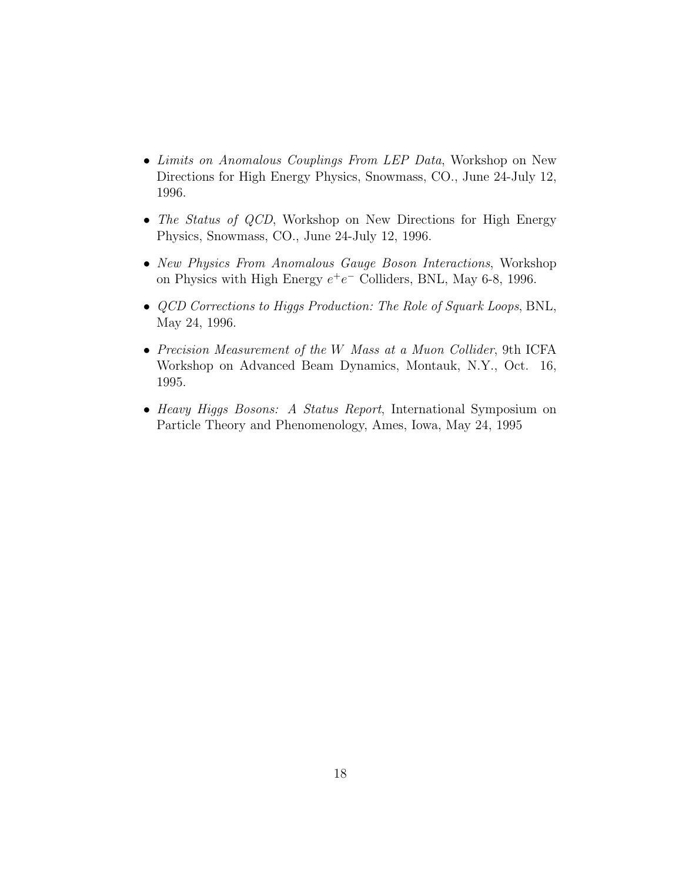- *Limits on Anomalous Couplings From LEP Data*, Workshop on New Directions for High Energy Physics, Snowmass, CO., June 24-July 12, 1996.
- *The Status of QCD*, Workshop on New Directions for High Energy Physics, Snowmass, CO., June 24-July 12, 1996.
- *New Physics From Anomalous Gauge Boson Interactions*, Workshop on Physics with High Energy $e^+e^-$ Colliders, BNL, May 6-8, 1996.
- *QCD Corrections to Higgs Production: The Role of Squark Loops*, BNL, May 24, 1996.
- *Precision Measurement of the $W$ Mass at a Muon Collider*, 9th ICFA Workshop on Advanced Beam Dynamics, Montauk, N.Y., Oct. 16, 1995.
- *Heavy Higgs Bosons: A Status Report*, International Symposium on Particle Theory and Phenomenology, Ames, Iowa, May 24, 1995